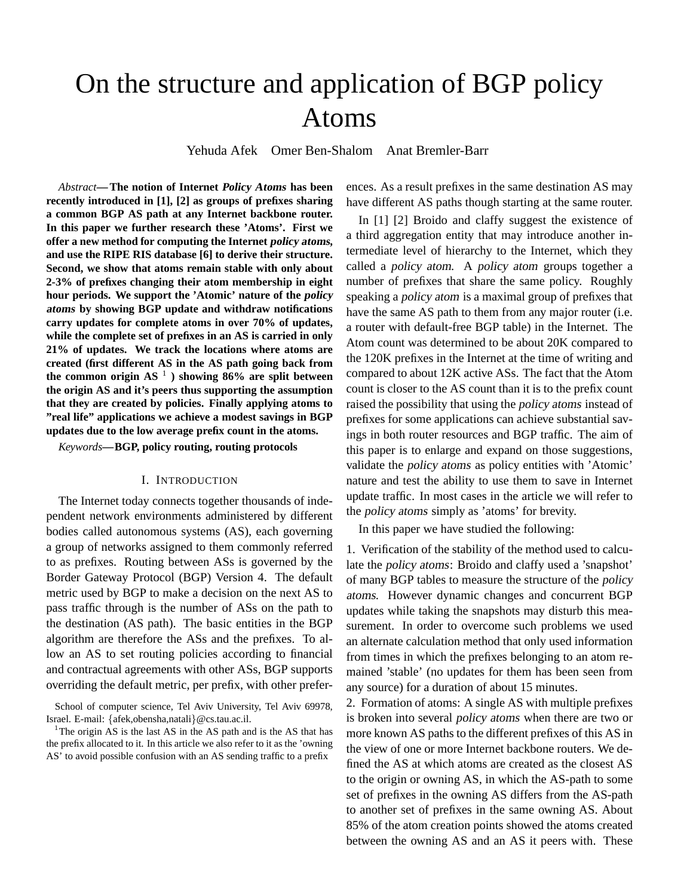# On the structure and application of BGP policy Atoms

Yehuda Afek   Omer Ben-Shalom   Anat Bremler-Barr

*Abstract*— **The notion of Internet *Policy Atoms* has been recently introduced in [1], [2] as groups of prefixes sharing a common BGP AS path at any Internet backbone router. In this paper we further research these 'Atoms'. First we offer a new method for computing the Internet *policy atoms*, and use the RIPE RIS database [6] to derive their structure. Second, we show that atoms remain stable with only about 2-3% of prefixes changing their atom membership in eight hour periods. We support the 'Atomic' nature of the *policy atoms* by showing BGP update and withdraw notifications carry updates for complete atoms in over 70% of updates, while the complete set of prefixes in an AS is carried in only 21% of updates. We track the locations where atoms are created (first different AS in the AS path going back from the common origin AS [1] ) showing 86% are split between the origin AS and it's peers thus supporting the assumption that they are created by policies. Finally applying atoms to "real life" applications we achieve a modest savings in BGP updates due to the low average prefix count in the atoms.**

*Keywords*— **BGP, policy routing, routing protocols**

## I. Introduction

The Internet today connects together thousands of independent network environments administered by different bodies called autonomous systems (AS), each governing a group of networks assigned to them commonly referred to as prefixes. Routing between ASs is governed by the Border Gateway Protocol (BGP) Version 4. The default metric used by BGP to make a decision on the next AS to pass traffic through is the number of ASs on the path to the destination (AS path). The basic entities in the BGP algorithm are therefore the ASs and the prefixes. To allow an AS to set routing policies according to financial and contractual agreements with other ASs, BGP supports overriding the default metric, per prefix, with other preferences. As a result prefixes in the same destination AS may have different AS paths though starting at the same router.

In [1] [2] Broido and claffy suggest the existence of a third aggregation entity that may introduce another intermediate level of hierarchy to the Internet, which they called a *policy atom*. A *policy atom* groups together a number of prefixes that share the same policy. Roughly speaking a *policy atom* is a maximal group of prefixes that have the same AS path to them from any major router (i.e. a router with default-free BGP table) in the Internet. The Atom count was determined to be about 20K compared to the 120K prefixes in the Internet at the time of writing and compared to about 12K active ASs. The fact that the Atom count is closer to the AS count than it is to the prefix count raised the possibility that using the *policy atoms* instead of prefixes for some applications can achieve substantial savings in both router resources and BGP traffic. The aim of this paper is to enlarge and expand on those suggestions, validate the *policy atoms* as policy entities with 'Atomic' nature and test the ability to use them to save in Internet update traffic. In most cases in the article we will refer to the *policy atoms* simply as 'atoms' for brevity.

In this paper we have studied the following:

1. Verification of the stability of the method used to calculate the *policy atoms*: Broido and claffy used a 'snapshot' of many BGP tables to measure the structure of the *policy atoms*. However dynamic changes and concurrent BGP updates while taking the snapshots may disturb this measurement. In order to overcome such problems we used an alternate calculation method that only used information from times in which the prefixes belonging to an atom remained 'stable' (no updates for them has been seen from any source) for a duration of about 15 minutes.

2. Formation of atoms: A single AS with multiple prefixes is broken into several *policy atoms* when there are two or more known AS paths to the different prefixes of this AS in the view of one or more Internet backbone routers. We defined the AS at which atoms are created as the closest AS to the origin or owning AS, in which the AS-path to some set of prefixes in the owning AS differs from the AS-path to another set of prefixes in the same owning AS. About 85% of the atom creation points showed the atoms created between the owning AS and an AS it peers with. These

School of computer science, Tel Aviv University, Tel Aviv 69978, Israel. E-mail: {afek,obensha,natali}@cs.tau.ac.il.

[1] The origin AS is the last AS in the AS path and is the AS that has the prefix allocated to it. In this article we also refer to it as the 'owning AS' to avoid possible confusion with an AS sending traffic to a prefix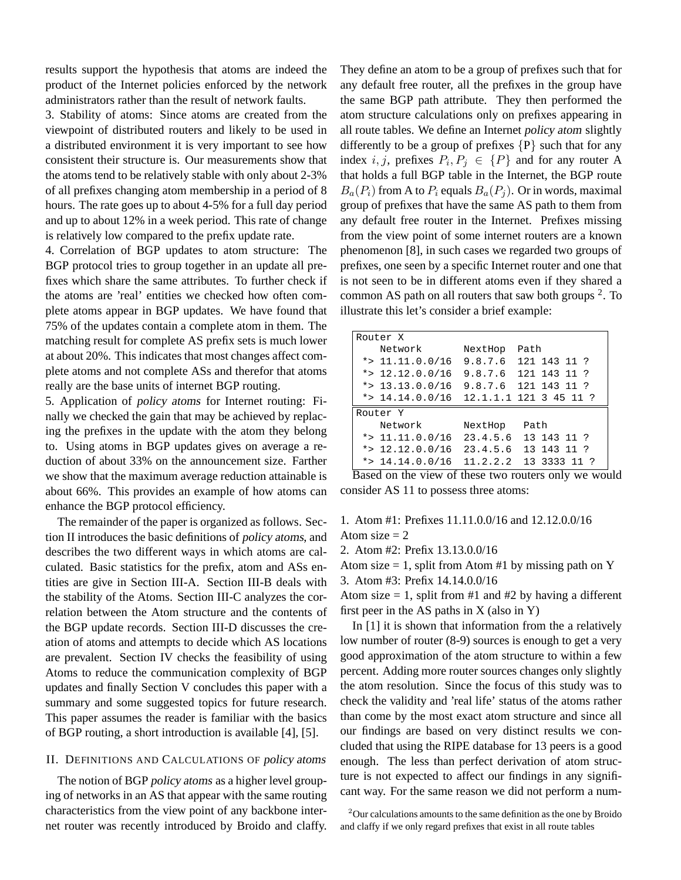results support the hypothesis that atoms are indeed the product of the Internet policies enforced by the network administrators rather than the result of network faults.

3. Stability of atoms: Since atoms are created from the viewpoint of distributed routers and likely to be used in a distributed environment it is very important to see how consistent their structure is. Our measurements show that the atoms tend to be relatively stable with only about 2-3% of all prefixes changing atom membership in a period of 8 hours. The rate goes up to about 4-5% for a full day period and up to about 12% in a week period. This rate of change is relatively low compared to the prefix update rate.

4. Correlation of BGP updates to atom structure: The BGP protocol tries to group together in an update all prefixes which share the same attributes. To further check if the atoms are 'real' entities we checked how often complete atoms appear in BGP updates. We have found that 75% of the updates contain a complete atom in them. The matching result for complete AS prefix sets is much lower at about 20%. This indicates that most changes affect complete atoms and not complete ASs and therefor that atoms really are the base units of internet BGP routing.

5. Application of *policy atoms* for Internet routing: Finally we checked the gain that may be achieved by replacing the prefixes in the update with the atom they belong to. Using atoms in BGP updates gives on average a reduction of about 33% on the announcement size. Farther we show that the maximum average reduction attainable is about 66%. This provides an example of how atoms can enhance the BGP protocol efficiency.

The remainder of the paper is organized as follows. Section II introduces the basic definitions of *policy atoms*, and describes the two different ways in which atoms are calculated. Basic statistics for the prefix, atom and ASs entities are give in Section III-A. Section III-B deals with the stability of the Atoms. Section III-C analyzes the correlation between the Atom structure and the contents of the BGP update records. Section III-D discusses the creation of atoms and attempts to decide which AS locations are prevalent. Section IV checks the feasibility of using Atoms to reduce the communication complexity of BGP updates and finally Section V concludes this paper with a summary and some suggested topics for future research. This paper assumes the reader is familiar with the basics of BGP routing, a short introduction is available [4], [5].

## II. Definitions and Calculations of *policy atoms*

The notion of BGP *policy atoms* as a higher level grouping of networks in an AS that appear with the same routing characteristics from the view point of any backbone internet router was recently introduced by Broido and claffy. They define an atom to be a group of prefixes such that for any default free router, all the prefixes in the group have the same BGP path attribute. They then performed the atom structure calculations only on prefixes appearing in all route tables. We define an Internet *policy atom* slightly differently to be a group of prefixes $\{P\}$ such that for any index $i, j$, prefixes $P_i, P_j \in \{P\}$ and for any router A that holds a full BGP table in the Internet, the BGP route $B_a(P_i)$ from A to $P_i$ equals $B_a(P_j)$. Or in words, maximal group of prefixes that have the same AS path to them from any default free router in the Internet. Prefixes missing from the view point of some internet routers are a known phenomenon [8], in such cases we regarded two groups of prefixes, one seen by a specific Internet router and one that is not seen to be in different atoms even if they shared a common AS path on all routers that saw both groups [2]. To illustrate this let's consider a brief example:

```
Router X
   Network       NextHop  Path
 *> 11.11.0.0/16  9.8.7.6  121 143 11 ?
 *> 12.12.0.0/16  9.8.7.6  121 143 11 ?
 *> 13.13.0.0/16  9.8.7.6  121 143 11 ?
 *> 14.14.0.0/16  12.1.1.1 121 3 45 11 ?
Router Y
   Network       NextHop   Path
 *> 11.11.0.0/16  23.4.5.6  13 143 11 ?
 *> 12.12.0.0/16  23.4.5.6  13 143 11 ?
 *> 14.14.0.0/16  11.2.2.2  13 3333 11 ?
```

Based on the view of these two routers only we would consider AS 11 to possess three atoms:

1. Atom #1: Prefixes 11.11.0.0/16 and 12.12.0.0/16
Atom size = 2
2. Atom #2: Prefix 13.13.0.0/16
Atom size = 1, split from Atom #1 by missing path on Y
3. Atom #3: Prefix 14.14.0.0/16
Atom size = 1, split from #1 and #2 by having a different first peer in the AS paths in X (also in Y)

In [1] it is shown that information from the a relatively low number of router (8-9) sources is enough to get a very good approximation of the atom structure to within a few percent. Adding more router sources changes only slightly the atom resolution. Since the focus of this study was to check the validity and 'real life' status of the atoms rather than come by the most exact atom structure and since all our findings are based on very distinct results we concluded that using the RIPE database for 13 peers is a good enough. The less than perfect derivation of atom structure is not expected to affect our findings in any significant way. For the same reason we did not perform a num-

[2] Our calculations amounts to the same definition as the one by Broido and claffy if we only regard prefixes that exist in all route tables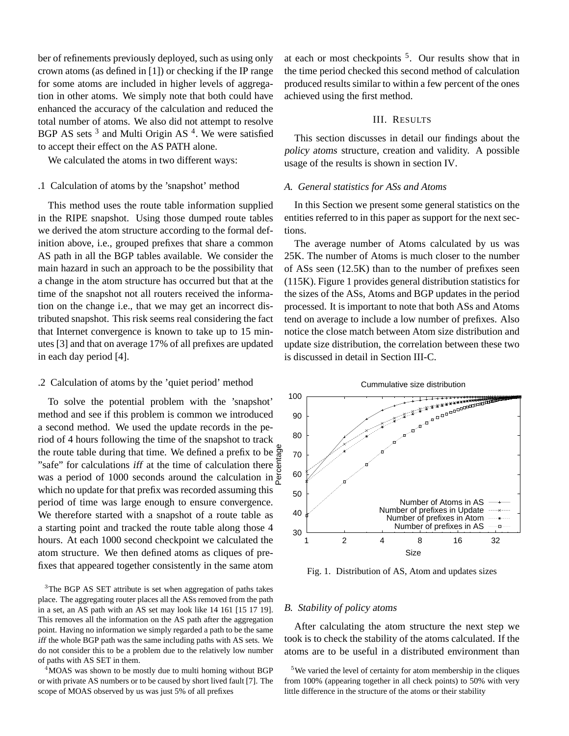ber of refinements previously deployed, such as using only crown atoms (as defined in [1]) or checking if the IP range for some atoms are included in higher levels of aggregation in other atoms. We simply note that both could have enhanced the accuracy of the calculation and reduced the total number of atoms. We also did not attempt to resolve BGP AS sets [3] and Multi Origin AS [4]. We were satisfied to accept their effect on the AS PATH alone.

We calculated the atoms in two different ways:

#### .1 Calculation of atoms by the 'snapshot' method

This method uses the route table information supplied in the RIPE snapshot. Using those dumped route tables we derived the atom structure according to the formal definition above, i.e., grouped prefixes that share a common AS path in all the BGP tables available. We consider the main hazard in such an approach to be the possibility that a change in the atom structure has occurred but that at the time of the snapshot not all routers received the information on the change i.e., that we may get an incorrect distributed snapshot. This risk seems real considering the fact that Internet convergence is known to take up to 15 minutes [3] and that on average 17% of all prefixes are updated in each day period [4].

#### .2 Calculation of atoms by the 'quiet period' method

To solve the potential problem with the 'snapshot' method and see if this problem is common we introduced a second method. We used the update records in the period of 4 hours following the time of the snapshot to track the route table during that time. We defined a prefix to be "safe" for calculations *iff* at the time of calculation there was a period of 1000 seconds around the calculation in which no update for that prefix was recorded assuming this period of time was large enough to ensure convergence. We therefore started with a snapshot of a route table as a starting point and tracked the route table along those 4 hours. At each 1000 second checkpoint we calculated the atom structure. We then defined atoms as cliques of prefixes that appeared together consistently in the same atom at each or most checkpoints [5]. Our results show that in the time period checked this second method of calculation produced results similar to within a few percent of the ones achieved using the first method.

[3] The BGP AS SET attribute is set when aggregation of paths takes place. The aggregating router places all the ASs removed from the path in a set, an AS path with an AS set may look like 14 161 [15 17 19]. This removes all the information on the AS path after the aggregation point. Having no information we simply regarded a path to be the same *iff* the whole BGP path was the same including paths with AS sets. We do not consider this to be a problem due to the relatively low number of paths with AS SET in them.

[4] MOAS was shown to be mostly due to multi homing without BGP or with private AS numbers or to be caused by short lived fault [7]. The scope of MOAS observed by us was just 5% of all prefixes

[5] We varied the level of certainty for atom membership in the cliques from 100% (appearing together in all check points) to 50% with very little difference in the structure of the atoms or their stability

## III. RESULTS

This section discusses in detail our findings about the *policy atoms* structure, creation and validity. A possible usage of the results is shown in section IV.

### A. General statistics for ASs and Atoms

In this Section we present some general statistics on the entities referred to in this paper as support for the next sections.

The average number of Atoms calculated by us was 25K. The number of Atoms is much closer to the number of ASs seen (12.5K) than to the number of prefixes seen (115K). Figure 1 provides general distribution statistics for the sizes of the ASs, Atoms and BGP updates in the period processed. It is important to note that both ASs and Atoms tend on average to include a low number of prefixes. Also notice the close match between Atom size distribution and update size distribution, the correlation between these two is discussed in detail in Section III-C.

Fig. 1. Distribution of AS, Atom and updates sizes

### B. Stability of policy atoms

After calculating the atom structure the next step we took is to check the stability of the atoms calculated. If the atoms are to be useful in a distributed environment than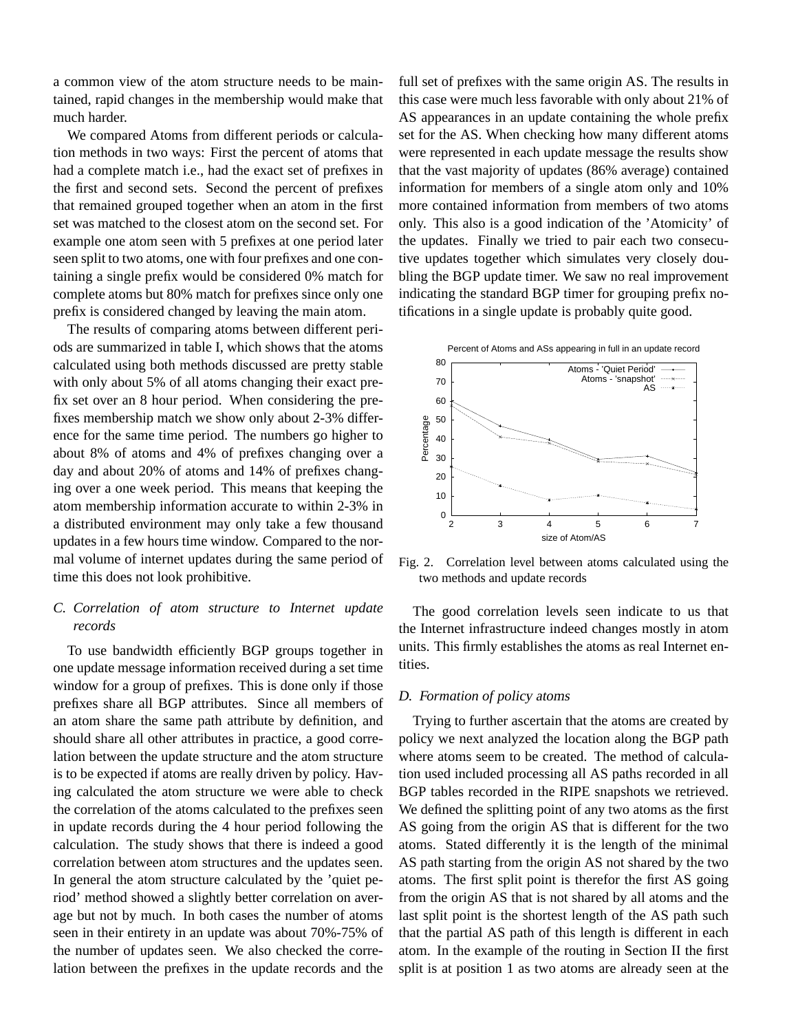a common view of the atom structure needs to be maintained, rapid changes in the membership would make that much harder.

We compared Atoms from different periods or calculation methods in two ways: First the percent of atoms that had a complete match i.e., had the exact set of prefixes in the first and second sets. Second the percent of prefixes that remained grouped together when an atom in the first set was matched to the closest atom on the second set. For example one atom seen with 5 prefixes at one period later seen split to two atoms, one with four prefixes and one containing a single prefix would be considered 0% match for complete atoms but 80% match for prefixes since only one prefix is considered changed by leaving the main atom.

The results of comparing atoms between different periods are summarized in table I, which shows that the atoms calculated using both methods discussed are pretty stable with only about 5% of all atoms changing their exact prefix set over an 8 hour period. When considering the prefixes membership match we show only about 2-3% difference for the same time period. The numbers go higher to about 8% of atoms and 4% of prefixes changing over a day and about 20% of atoms and 14% of prefixes changing over a one week period. This means that keeping the atom membership information accurate to within 2-3% in a distributed environment may only take a few thousand updates in a few hours time window. Compared to the normal volume of internet updates during the same period of time this does not look prohibitive.

### C. Correlation of atom structure to Internet update records

To use bandwidth efficiently BGP groups together in one update message information received during a set time window for a group of prefixes. This is done only if those prefixes share all BGP attributes. Since all members of an atom share the same path attribute by definition, and should share all other attributes in practice, a good correlation between the update structure and the atom structure is to be expected if atoms are really driven by policy. Having calculated the atom structure we were able to check the correlation of the atoms calculated to the prefixes seen in update records during the 4 hour period following the calculation. The study shows that there is indeed a good correlation between atom structures and the updates seen. In general the atom structure calculated by the 'quiet period' method showed a slightly better correlation on average but not by much. In both cases the number of atoms seen in their entirety in an update was about 70%-75% of the number of updates seen. We also checked the correlation between the prefixes in the update records and the full set of prefixes with the same origin AS. The results in this case were much less favorable with only about 21% of AS appearances in an update containing the whole prefix set for the AS. When checking how many different atoms were represented in each update message the results show that the vast majority of updates (86% average) contained information for members of a single atom only and 10% more contained information from members of two atoms only. This also is a good indication of the 'Atomicity' of the updates. Finally we tried to pair each two consecutive updates together which simulates very closely doubling the BGP update timer. We saw no real improvement indicating the standard BGP timer for grouping prefix notifications in a single update is probably quite good.

Fig. 2. Correlation level between atoms calculated using the two methods and update records

The good correlation levels seen indicate to us that the Internet infrastructure indeed changes mostly in atom units. This firmly establishes the atoms as real Internet entities.

### D. Formation of policy atoms

Trying to further ascertain that the atoms are created by policy we next analyzed the location along the BGP path where atoms seem to be created. The method of calculation used included processing all AS paths recorded in all BGP tables recorded in the RIPE snapshots we retrieved. We defined the splitting point of any two atoms as the first AS going from the origin AS that is different for the two atoms. Stated differently it is the length of the minimal AS path starting from the origin AS not shared by the two atoms. The first split point is therefor the first AS going from the origin AS that is not shared by all atoms and the last split point is the shortest length of the AS path such that the partial AS path of this length is different in each atom. In the example of the routing in Section II the first split is at position 1 as two atoms are already seen at the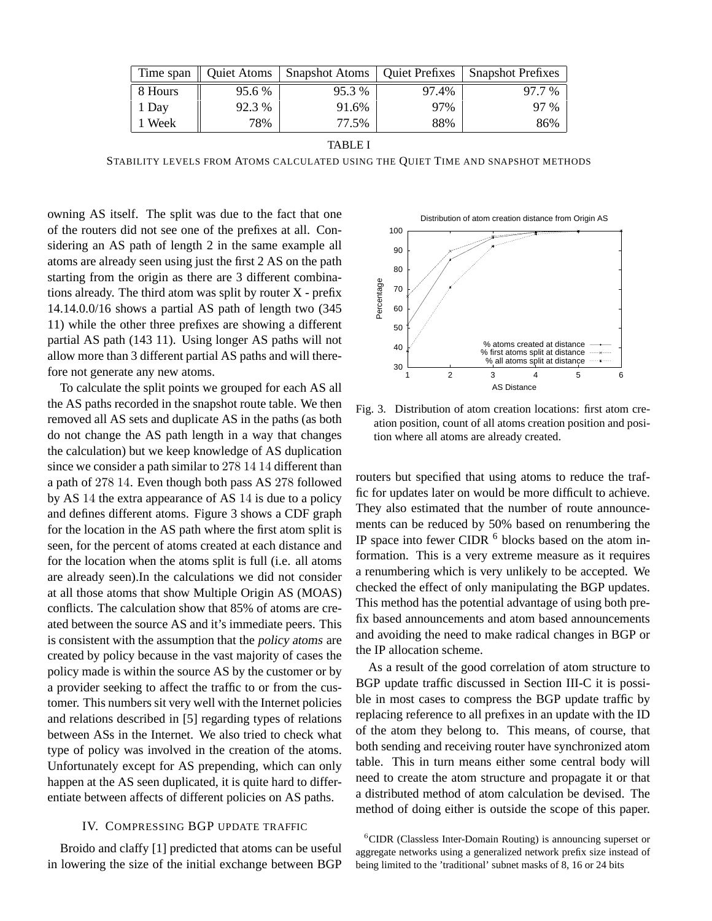| Time span | Quiet Atoms | Snapshot Atoms | Quiet Prefixes | Snapshot Prefixes |
|---|---|---|---|---|
| 8 Hours | 95.6 % | 95.3 % | 97.4% | 97.7 % |
| 1 Day | 92.3 % | 91.6% | 97% | 97 % |
| 1 Week | 78% | 77.5% | 88% | 86% |

TABLE I

STABILITY LEVELS FROM ATOMS CALCULATED USING THE QUIET TIME AND SNAPSHOT METHODS

owning AS itself. The split was due to the fact that one of the routers did not see one of the prefixes at all. Considering an AS path of length 2 in the same example all atoms are already seen using just the first 2 AS on the path starting from the origin as there are 3 different combinations already. The third atom was split by router X - prefix 14.14.0.0/16 shows a partial AS path of length two (345 11) while the other three prefixes are showing a different partial AS path (143 11). Using longer AS paths will not allow more than 3 different partial AS paths and will therefore not generate any new atoms.

To calculate the split points we grouped for each AS all the AS paths recorded in the snapshot route table. We then removed all AS sets and duplicate AS in the paths (as both do not change the AS path length in a way that changes the calculation) but we keep knowledge of AS duplication since we consider a path similar to 278 14 14 different than a path of 278 14. Even though both pass AS 278 followed by AS 14 the extra appearance of AS 14 is due to a policy and defines different atoms. Figure 3 shows a CDF graph for the location in the AS path where the first atom split is seen, for the percent of atoms created at each distance and for the location when the atoms split is full (i.e. all atoms are already seen).In the calculations we did not consider at all those atoms that show Multiple Origin AS (MOAS) conflicts. The calculation show that 85% of atoms are created between the source AS and it's immediate peers. This is consistent with the assumption that the *policy atoms* are created by policy because in the vast majority of cases the policy made is within the source AS by the customer or by a provider seeking to affect the traffic to or from the customer. This numbers sit very well with the Internet policies and relations described in [5] regarding types of relations between ASs in the Internet. We also tried to check what type of policy was involved in the creation of the atoms. Unfortunately except for AS prepending, which can only happen at the AS seen duplicated, it is quite hard to differentiate between affects of different policies on AS paths.

Fig. 3. Distribution of atom creation locations: first atom creation position, count of all atoms creation position and position where all atoms are already created.

## IV. COMPRESSING BGP UPDATE TRAFFIC

Broido and claffy [1] predicted that atoms can be useful in lowering the size of the initial exchange between BGP routers but specified that using atoms to reduce the traffic for updates later on would be more difficult to achieve. They also estimated that the number of route announcements can be reduced by 50% based on renumbering the IP space into fewer CIDR [6] blocks based on the atom information. This is a very extreme measure as it requires a renumbering which is very unlikely to be accepted. We checked the effect of only manipulating the BGP updates. This method has the potential advantage of using both prefix based announcements and atom based announcements and avoiding the need to make radical changes in BGP or the IP allocation scheme.

As a result of the good correlation of atom structure to BGP update traffic discussed in Section III-C it is possible in most cases to compress the BGP update traffic by replacing reference to all prefixes in an update with the ID of the atom they belong to. This means, of course, that both sending and receiving router have synchronized atom table. This in turn means either some central body will need to create the atom structure and propagate it or that a distributed method of atom calculation be devised. The method of doing either is outside the scope of this paper.

[6] CIDR (Classless Inter-Domain Routing) is announcing superset or aggregate networks using a generalized network prefix size instead of being limited to the 'traditional' subnet masks of 8, 16 or 24 bits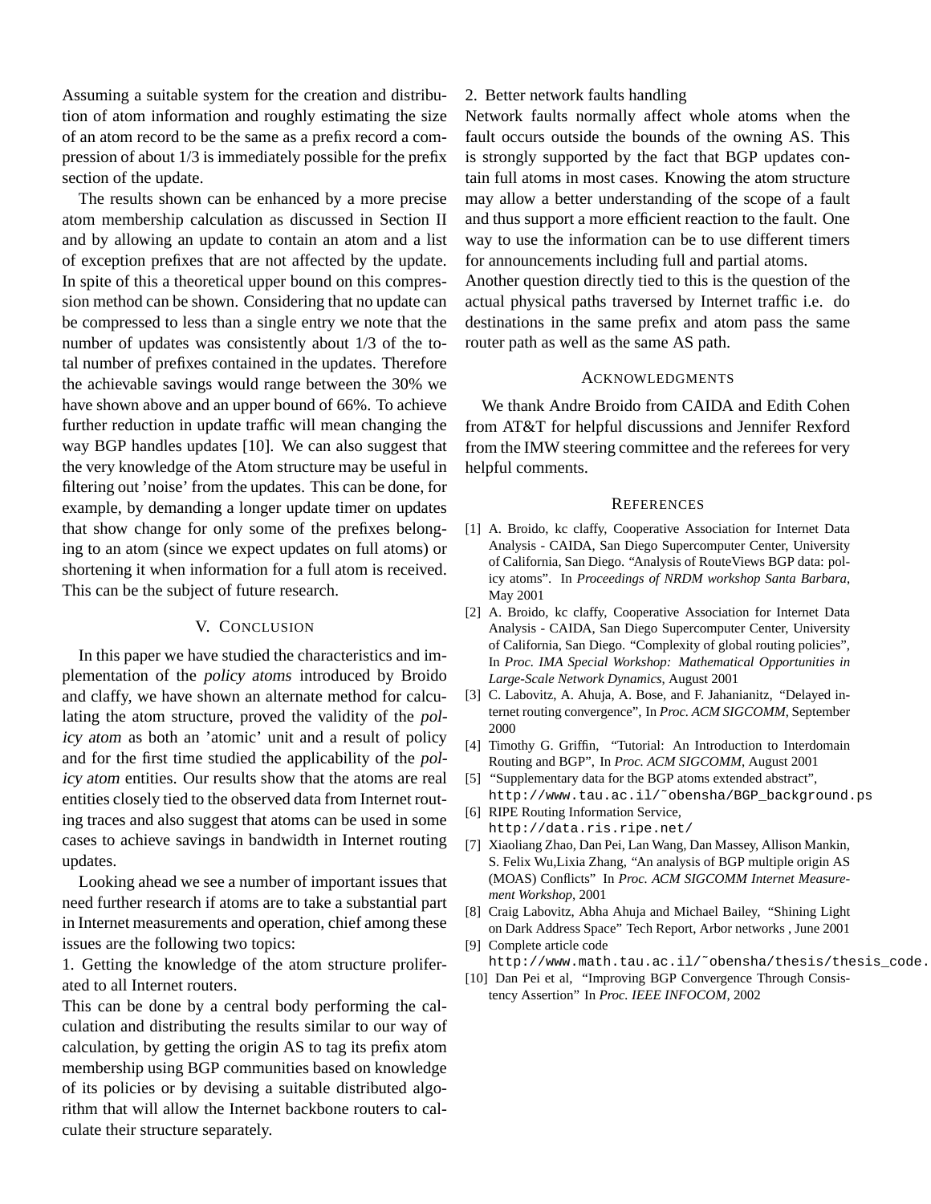Assuming a suitable system for the creation and distribution of atom information and roughly estimating the size of an atom record to be the same as a prefix record a compression of about 1/3 is immediately possible for the prefix section of the update.

The results shown can be enhanced by a more precise atom membership calculation as discussed in Section II and by allowing an update to contain an atom and a list of exception prefixes that are not affected by the update. In spite of this a theoretical upper bound on this compression method can be shown. Considering that no update can be compressed to less than a single entry we note that the number of updates was consistently about 1/3 of the total number of prefixes contained in the updates. Therefore the achievable savings would range between the 30% we have shown above and an upper bound of 66%. To achieve further reduction in update traffic will mean changing the way BGP handles updates [10]. We can also suggest that the very knowledge of the Atom structure may be useful in filtering out 'noise' from the updates. This can be done, for example, by demanding a longer update timer on updates that show change for only some of the prefixes belonging to an atom (since we expect updates on full atoms) or shortening it when information for a full atom is received. This can be the subject of future research.

## V. Conclusion

In this paper we have studied the characteristics and implementation of the *policy atoms* introduced by Broido and claffy, we have shown an alternate method for calculating the atom structure, proved the validity of the *policy atom* as both an 'atomic' unit and a result of policy and for the first time studied the applicability of the *policy atom* entities. Our results show that the atoms are real entities closely tied to the observed data from Internet routing traces and also suggest that atoms can be used in some cases to achieve savings in bandwidth in Internet routing updates.

Looking ahead we see a number of important issues that need further research if atoms are to take a substantial part in Internet measurements and operation, chief among these issues are the following two topics:

1. Getting the knowledge of the atom structure proliferated to all Internet routers.

This can be done by a central body performing the calculation and distributing the results similar to our way of calculation, by getting the origin AS to tag its prefix atom membership using BGP communities based on knowledge of its policies or by devising a suitable distributed algorithm that will allow the Internet backbone routers to calculate their structure separately.

2. Better network faults handling

Network faults normally affect whole atoms when the fault occurs outside the bounds of the owning AS. This is strongly supported by the fact that BGP updates contain full atoms in most cases. Knowing the atom structure may allow a better understanding of the scope of a fault and thus support a more efficient reaction to the fault. One way to use the information can be to use different timers for announcements including full and partial atoms.

Another question directly tied to this is the question of the actual physical paths traversed by Internet traffic i.e. do destinations in the same prefix and atom pass the same router path as well as the same AS path.

## Acknowledgments

We thank Andre Broido from CAIDA and Edith Cohen from AT&T for helpful discussions and Jennifer Rexford from the IMW steering committee and the referees for very helpful comments.

## References

[1] A. Broido, kc claffy, Cooperative Association for Internet Data Analysis - CAIDA, San Diego Supercomputer Center, University of California, San Diego. "Analysis of RouteViews BGP data: policy atoms". In *Proceedings of NRDM workshop Santa Barbara*, May 2001

[2] A. Broido, kc claffy, Cooperative Association for Internet Data Analysis - CAIDA, San Diego Supercomputer Center, University of California, San Diego. "Complexity of global routing policies", In *Proc. IMA Special Workshop: Mathematical Opportunities in Large-Scale Network Dynamics*, August 2001

[3] C. Labovitz, A. Ahuja, A. Bose, and F. Jahanianitz, "Delayed internet routing convergence", In *Proc. ACM SIGCOMM*, September 2000

[4] Timothy G. Griffin, "Tutorial: An Introduction to Interdomain Routing and BGP", In *Proc. ACM SIGCOMM*, August 2001

[5] "Supplementary data for the BGP atoms extended abstract", `http://www.tau.ac.il/~obensha/BGP_background.ps`

[6] RIPE Routing Information Service, `http://data.ris.ripe.net/`

[7] Xiaoliang Zhao, Dan Pei, Lan Wang, Dan Massey, Allison Mankin, S. Felix Wu,Lixia Zhang, "An analysis of BGP multiple origin AS (MOAS) Conflicts" In *Proc. ACM SIGCOMM Internet Measurement Workshop*, 2001

[8] Craig Labovitz, Abha Ahuja and Michael Bailey, "Shining Light on Dark Address Space" Tech Report, Arbor networks , June 2001

[9] Complete article code `http://www.math.tau.ac.il/~obensha/thesis/thesis_code.`

[10] Dan Pei et al, "Improving BGP Convergence Through Consistency Assertion" In *Proc. IEEE INFOCOM*, 2002